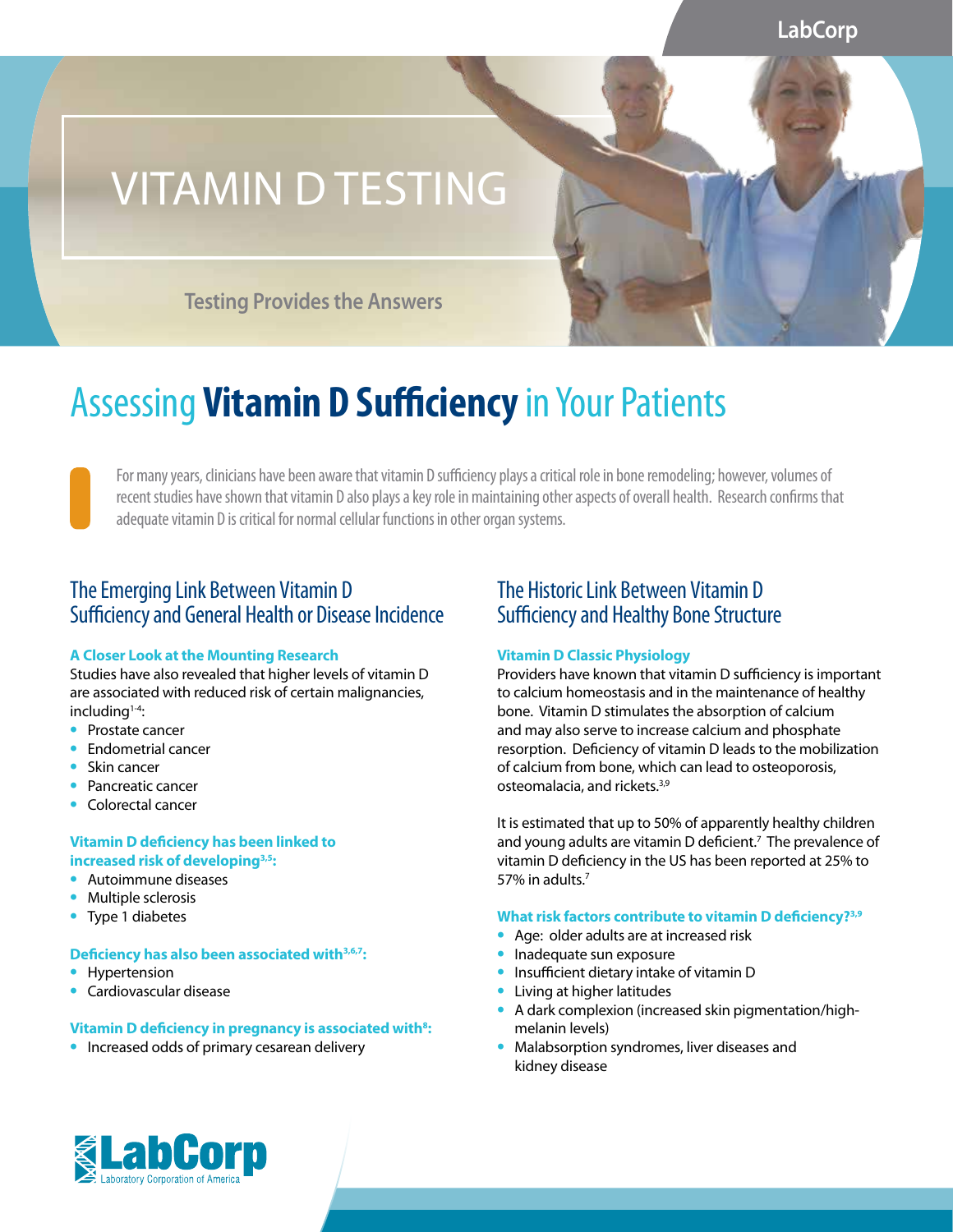# VITAMIN D TESTING

Testing Provides the Answers

## Assessing **Vitamin D Sufficiency** in Your Patients

For many years, clinicians have been aware that vitamin D sufficiency plays a critical role in bone remodeling; however, volumes of recent studies have shown that vitamin D also plays a key role in maintaining other aspects of overall health. Research confirms that adequate vitamin D is critical for normal cellular functions in other organ systems.

### The Emerging Link Between Vitamin D Sufficiency and General Health or Disease Incidence

#### A Closer Look at the Mounting Research

Studies have also revealed that higher levels of vitamin D are associated with reduced risk of certain malignancies, including[1-4]:

- Prostate cancer
- Endometrial cancer
- Skin cancer
- Pancreatic cancer
- Colorectal cancer

#### Vitamin D deficiency has been linked to increased risk of developing[3,5]:

- Autoimmune diseases
- Multiple sclerosis
- Type 1 diabetes

#### Deficiency has also been associated with[3,6,7]:

- Hypertension
- Cardiovascular disease

#### Vitamin D deficiency in pregnancy is associated with[8]:

- Increased odds of primary cesarean delivery

### The Historic Link Between Vitamin D Sufficiency and Healthy Bone Structure

#### Vitamin D Classic Physiology

Providers have known that vitamin D sufficiency is important to calcium homeostasis and in the maintenance of healthy bone. Vitamin D stimulates the absorption of calcium and may also serve to increase calcium and phosphate resorption. Deficiency of vitamin D leads to the mobilization of calcium from bone, which can lead to osteoporosis, osteomalacia, and rickets.[3,9]

It is estimated that up to 50% of apparently healthy children and young adults are vitamin D deficient.[7] The prevalence of vitamin D deficiency in the US has been reported at 25% to 57% in adults.[7]

#### What risk factors contribute to vitamin D deficiency?[3,9]

- Age: older adults are at increased risk
- Inadequate sun exposure
- Insufficient dietary intake of vitamin D
- Living at higher latitudes
- A dark complexion (increased skin pigmentation/high-melanin levels)
- Malabsorption syndromes, liver diseases and kidney disease

LabCorp
Laboratory Corporation of America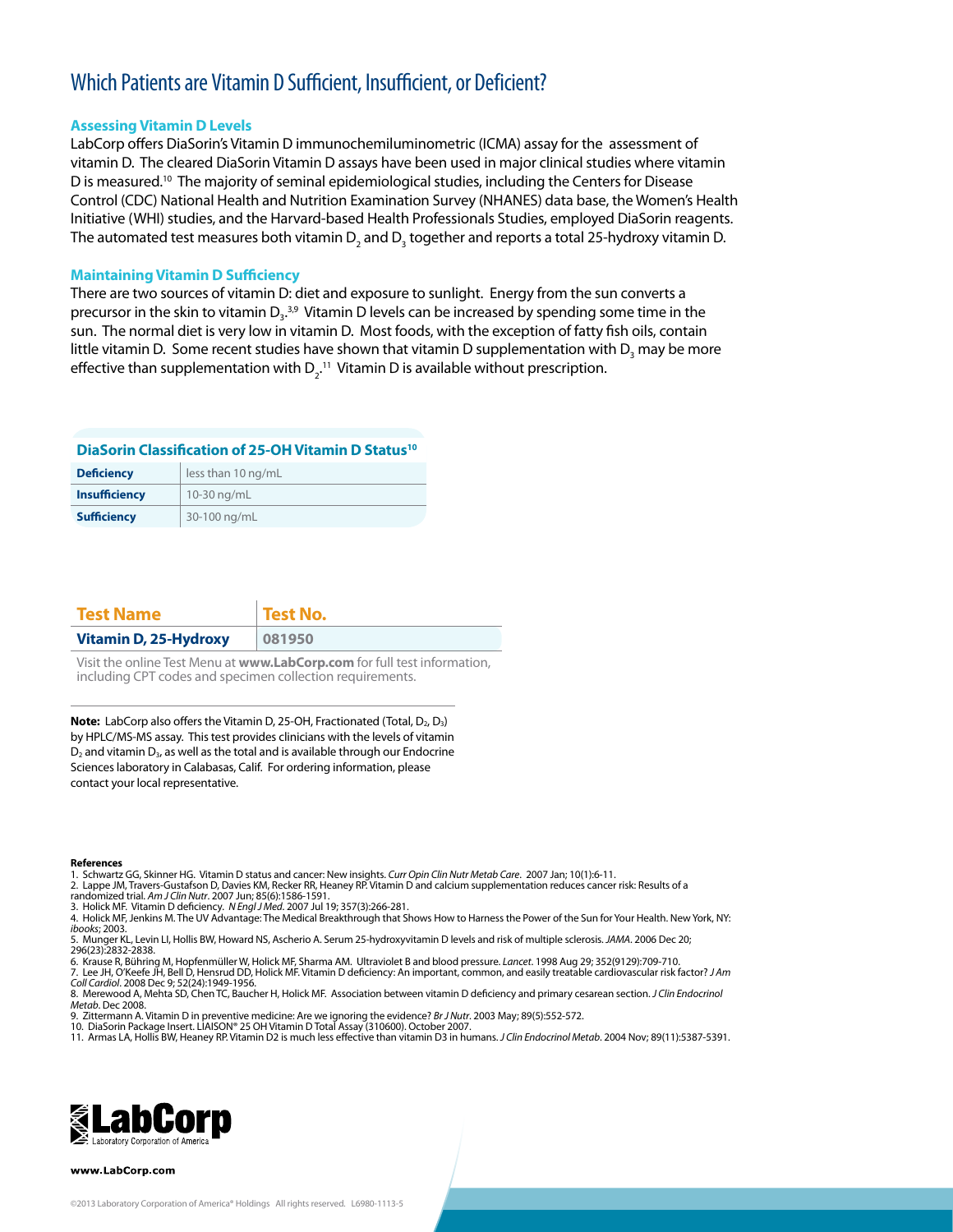# Which Patients are Vitamin D Sufficient, Insufficient, or Deficient?

### Assessing Vitamin D Levels

LabCorp offers DiaSorin's Vitamin D immunochemiluminometric (ICMA) assay for the assessment of vitamin D. The cleared DiaSorin Vitamin D assays have been used in major clinical studies where vitamin D is measured.[10] The majority of seminal epidemiological studies, including the Centers for Disease Control (CDC) National Health and Nutrition Examination Survey (NHANES) data base, the Women's Health Initiative (WHI) studies, and the Harvard-based Health Professionals Studies, employed DiaSorin reagents. The automated test measures both vitamin $D_2$ and $D_3$ together and reports a total 25-hydroxy vitamin D.

### Maintaining Vitamin D Sufficiency

There are two sources of vitamin D: diet and exposure to sunlight. Energy from the sun converts a precursor in the skin to vitamin $D_3$.[3,9] Vitamin D levels can be increased by spending some time in the sun. The normal diet is very low in vitamin D. Most foods, with the exception of fatty fish oils, contain little vitamin D. Some recent studies have shown that vitamin D supplementation with $D_3$ may be more effective than supplementation with $D_2$.[11] Vitamin D is available without prescription.

**DiaSorin Classification of 25-OH Vitamin D Status[10]**

| | |
|---|---|
| **Deficiency** | less than 10 ng/mL |
| **Insufficiency** | 10-30 ng/mL |
| **Sufficiency** | 30-100 ng/mL |

| Test Name | Test No. |
|---|---|
| **Vitamin D, 25-Hydroxy** | 081950 |

Visit the online Test Menu at **www.LabCorp.com** for full test information, including CPT codes and specimen collection requirements.

**Note:** LabCorp also offers the Vitamin D, 25-OH, Fractionated (Total, $D_2$, $D_3$) by HPLC/MS-MS assay. This test provides clinicians with the levels of vitamin $D_2$ and vitamin $D_3$, as well as the total and is available through our Endocrine Sciences laboratory in Calabasas, Calif. For ordering information, please contact your local representative.

**References**

1. Schwartz GG, Skinner HG. Vitamin D status and cancer: New insights. *Curr Opin Clin Nutr Metab Care*. 2007 Jan; 10(1):6-11.
2. Lappe JM, Travers-Gustafson D, Davies KM, Recker RR, Heaney RP. Vitamin D and calcium supplementation reduces cancer risk: Results of a randomized trial. *Am J Clin Nutr*. 2007 Jun; 85(6):1586-1591.
3. Holick MF. Vitamin D deficiency. *N Engl J Med*. 2007 Jul 19; 357(3):266-281.
4. Holick MF, Jenkins M. The UV Advantage: The Medical Breakthrough that Shows How to Harness the Power of the Sun for Your Health. New York, NY: *ibooks*; 2003.
5. Munger KL, Levin LI, Hollis BW, Howard NS, Ascherio A. Serum 25-hydroxyvitamin D levels and risk of multiple sclerosis. *JAMA*. 2006 Dec 20; 296(23):2832-2838.
6. Krause R, Bühring M, Hopfenmüller W, Holick MF, Sharma AM. Ultraviolet B and blood pressure. *Lancet*. 1998 Aug 29; 352(9129):709-710.
7. Lee JH, O'Keefe JH, Bell D, Hensrud DD, Holick MF. Vitamin D deficiency: An important, common, and easily treatable cardiovascular risk factor? *J Am Coll Cardiol*. 2008 Dec 9; 52(24):1949-1956.
8. Merewood A, Mehta SD, Chen TC, Baucher H, Holick MF. Association between vitamin D deficiency and primary cesarean section. *J Clin Endocrinol Metab*. Dec 2008.
9. Zittermann A. Vitamin D in preventive medicine: Are we ignoring the evidence? *Br J Nutr*. 2003 May; 89(5):552-572.
10. DiaSorin Package Insert. LIAISON® 25 OH Vitamin D Total Assay (310600). October 2007.
11. Armas LA, Hollis BW, Heaney RP. Vitamin D2 is much less effective than vitamin D3 in humans. *J Clin Endocrinol Metab*. 2004 Nov; 89(11):5387-5391.

LabCorp
Laboratory Corporation of America

www.LabCorp.com

©2013 Laboratory Corporation of America® Holdings All rights reserved. L6980-1113-5